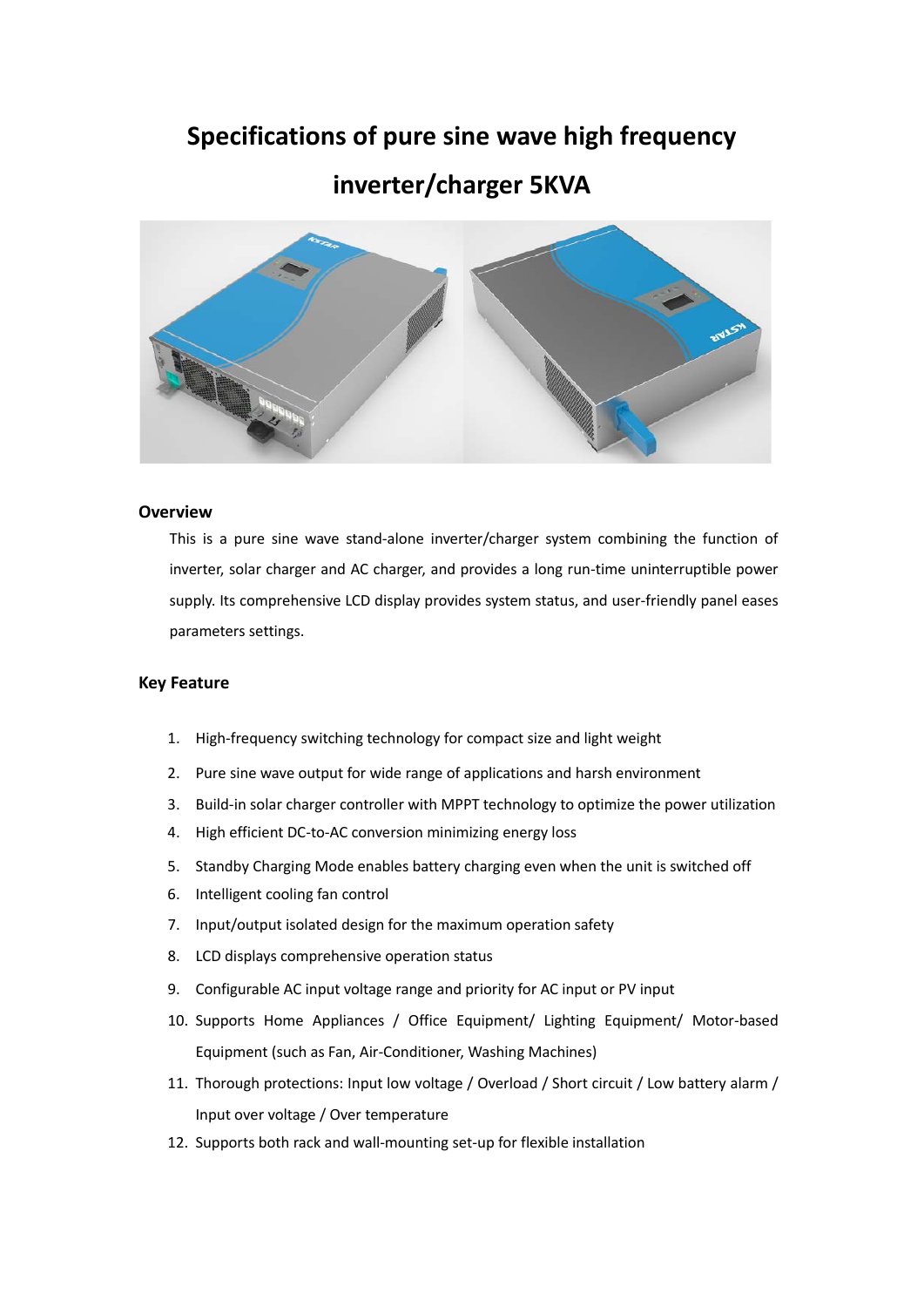# Specifications of pure sine wave high frequency inverter/charger 5KVA

## Overview

This is a pure sine wave stand-alone inverter/charger system combining the function of inverter, solar charger and AC charger, and provides a long run-time uninterruptible power supply. Its comprehensive LCD display provides system status, and user-friendly panel eases parameters settings.

## Key Feature

1. High-frequency switching technology for compact size and light weight
2. Pure sine wave output for wide range of applications and harsh environment
3. Build-in solar charger controller with MPPT technology to optimize the power utilization
4. High efficient DC-to-AC conversion minimizing energy loss
5. Standby Charging Mode enables battery charging even when the unit is switched off
6. Intelligent cooling fan control
7. Input/output isolated design for the maximum operation safety
8. LCD displays comprehensive operation status
9. Configurable AC input voltage range and priority for AC input or PV input
10. Supports Home Appliances / Office Equipment/ Lighting Equipment/ Motor-based Equipment (such as Fan, Air-Conditioner, Washing Machines)
11. Thorough protections: Input low voltage / Overload / Short circuit / Low battery alarm / Input over voltage / Over temperature
12. Supports both rack and wall-mounting set-up for flexible installation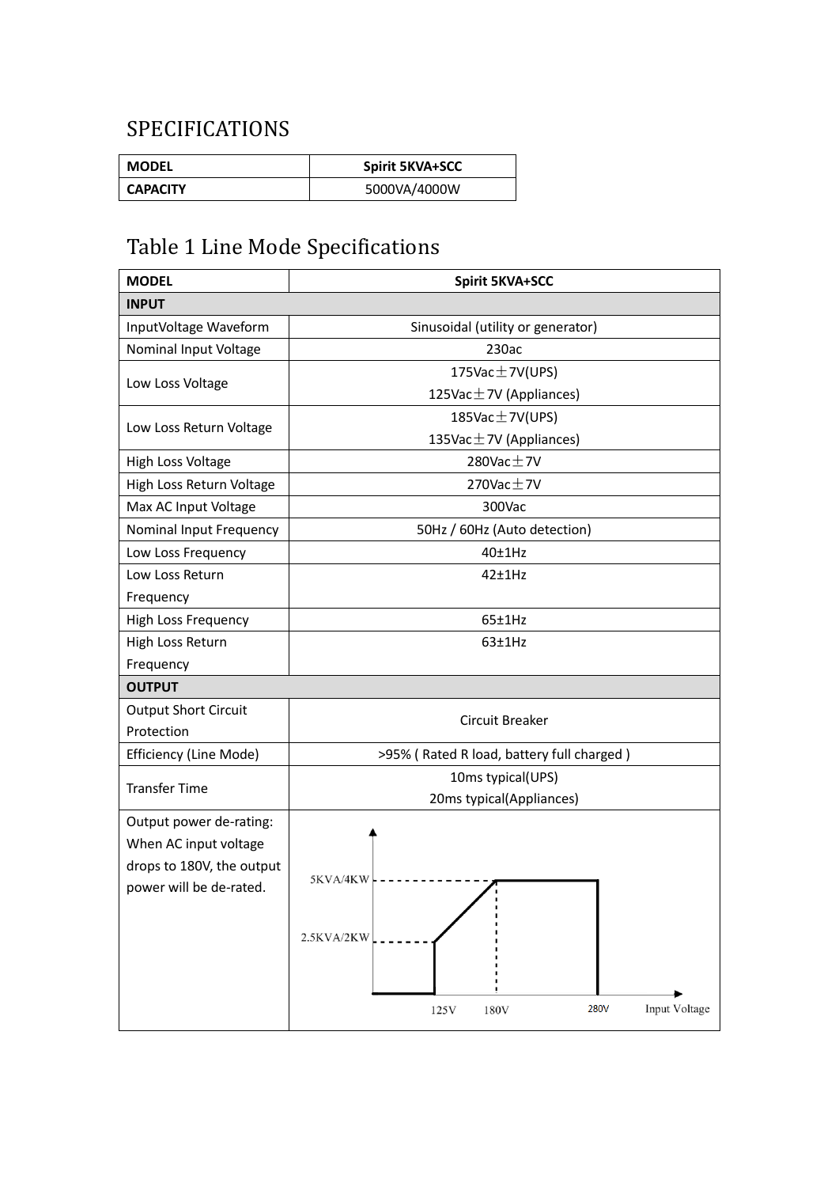# SPECIFICATIONS

| MODEL | Spirit 5KVA+SCC |
|---|---|
| CAPACITY | 5000VA/4000W |

## Table 1 Line Mode Specifications

| MODEL | Spirit 5KVA+SCC |
|---|---|
| **INPUT** | |
| InputVoltage Waveform | Sinusoidal (utility or generator) |
| Nominal Input Voltage | 230ac |
| Low Loss Voltage | 175Vac±7V(UPS)<br>125Vac±7V (Appliances) |
| Low Loss Return Voltage | 185Vac±7V(UPS)<br>135Vac±7V (Appliances) |
| High Loss Voltage | 280Vac±7V |
| High Loss Return Voltage | 270Vac±7V |
| Max AC Input Voltage | 300Vac |
| Nominal Input Frequency | 50Hz / 60Hz (Auto detection) |
| Low Loss Frequency | 40±1Hz |
| Low Loss Return Frequency | 42±1Hz |
| High Loss Frequency | 65±1Hz |
| High Loss Return Frequency | 63±1Hz |
| **OUTPUT** | |
| Output Short Circuit Protection | Circuit Breaker |
| Efficiency (Line Mode) | >95% ( Rated R load, battery full charged ) |
| Transfer Time | 10ms typical(UPS)<br>20ms typical(Appliances) |
| Output power de-rating: When AC input voltage drops to 180V, the output power will be de-rated. | 5KVA/4KW, 2.5KVA/2KW, 125V, 180V, 280V, Input Voltage |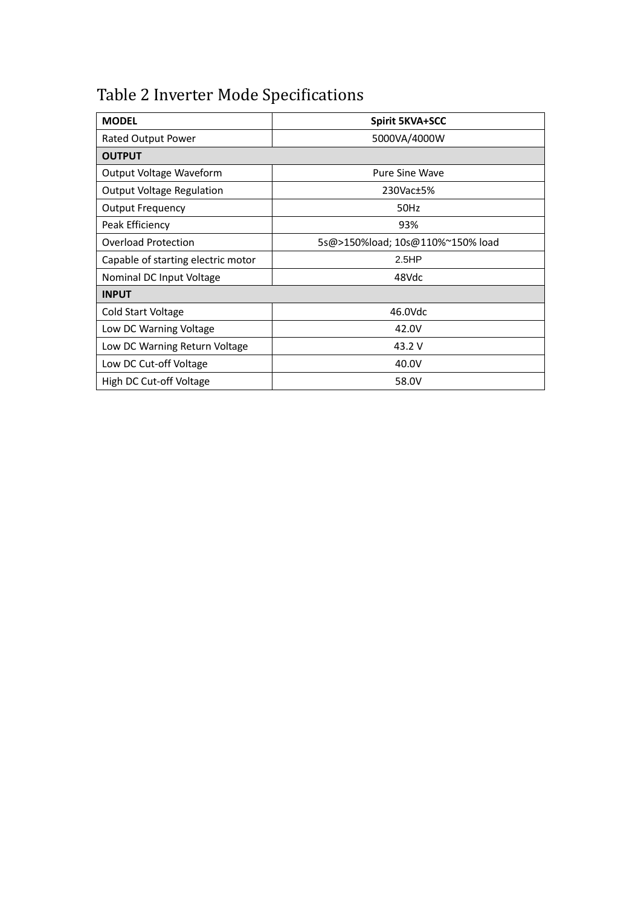# Table 2 Inverter Mode Specifications

| MODEL | Spirit 5KVA+SCC |
|---|---|
| Rated Output Power | 5000VA/4000W |
| **OUTPUT** | |
| Output Voltage Waveform | Pure Sine Wave |
| Output Voltage Regulation | 230Vac±5% |
| Output Frequency | 50Hz |
| Peak Efficiency | 93% |
| Overload Protection | 5s@>150%load; 10s@110%~150% load |
| Capable of starting electric motor | 2.5HP |
| Nominal DC Input Voltage | 48Vdc |
| **INPUT** | |
| Cold Start Voltage | 46.0Vdc |
| Low DC Warning Voltage | 42.0V |
| Low DC Warning Return Voltage | 43.2 V |
| Low DC Cut-off Voltage | 40.0V |
| High DC Cut-off Voltage | 58.0V |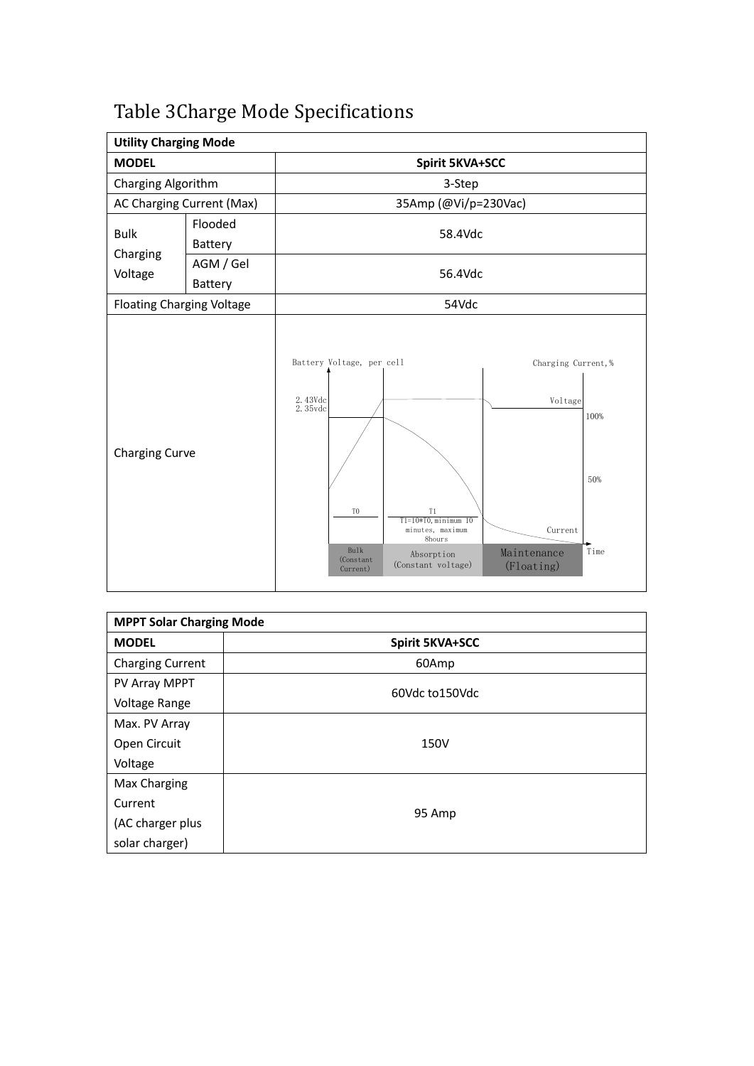# Table 3Charge Mode Specifications

| Utility Charging Mode | | |
|---|---|---|
| **MODEL** | | **Spirit 5KVA+SCC** |
| Charging Algorithm | | 3-Step |
| AC Charging Current (Max) | | 35Amp (@Vi/p=230Vac) |
| Bulk Charging Voltage | Flooded Battery | 58.4Vdc |
| | AGM / Gel Battery | 56.4Vdc |
| Floating Charging Voltage | | 54Vdc |
| Charging Curve | | Battery Voltage, per cell; Charging Current,%; 2.43Vdc; 2.35vdc; Voltage; 100%; 50%; T0; T1; T1=10*T0, minimum 10 minutes, maximum 8hours; Current; Time; Bulk (Constant Current); Absorption (Constant voltage); Maintenance (Floating) |

| MPPT Solar Charging Mode | |
|---|---|
| **MODEL** | **Spirit 5KVA+SCC** |
| Charging Current | 60Amp |
| PV Array MPPT Voltage Range | 60Vdc to150Vdc |
| Max. PV Array Open Circuit Voltage | 150V |
| Max Charging Current (AC charger plus solar charger) | 95 Amp |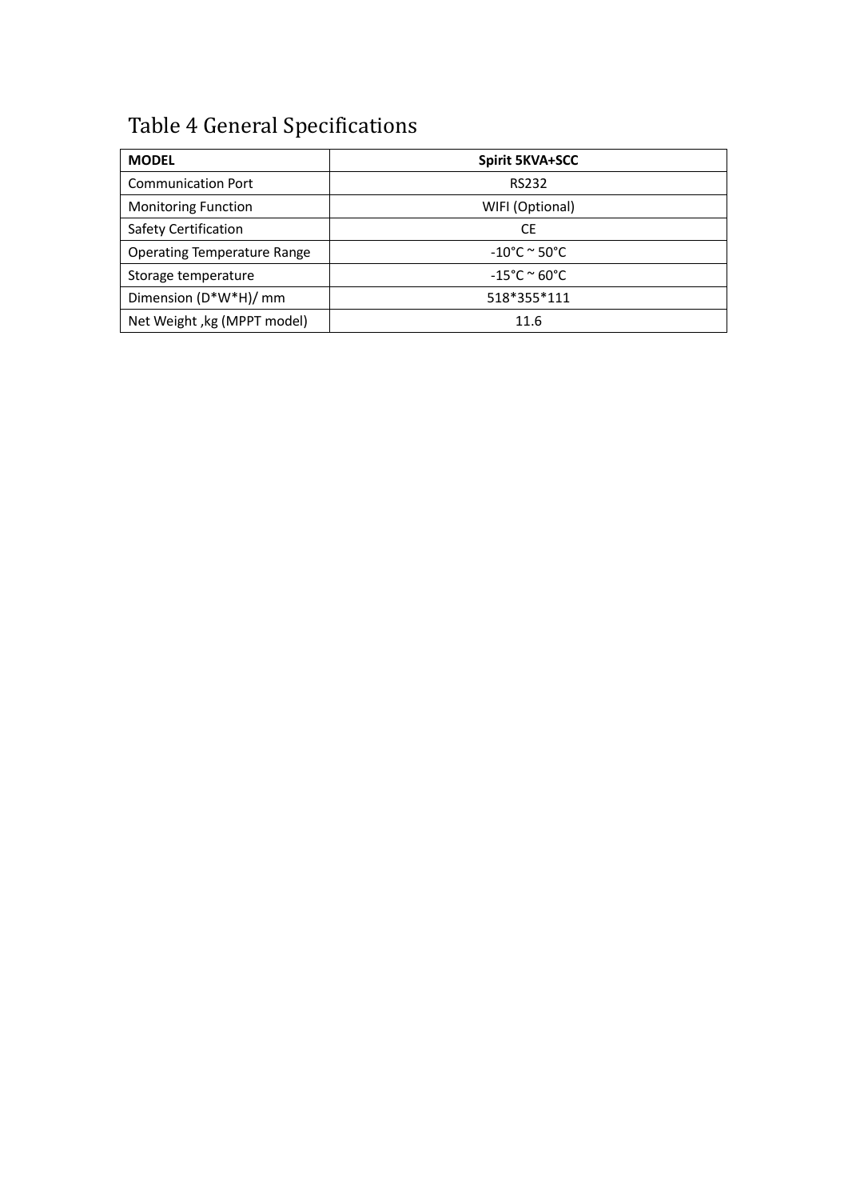# Table 4 General Specifications

| **MODEL** | **Spirit 5KVA+SCC** |
|---|---|
| Communication Port | RS232 |
| Monitoring Function | WIFI (Optional) |
| Safety Certification | CE |
| Operating Temperature Range | -10°C ~ 50°C |
| Storage temperature | -15°C ~ 60°C |
| Dimension (D*W*H)/ mm | 518*355*111 |
| Net Weight ,kg (MPPT model) | 11.6 |